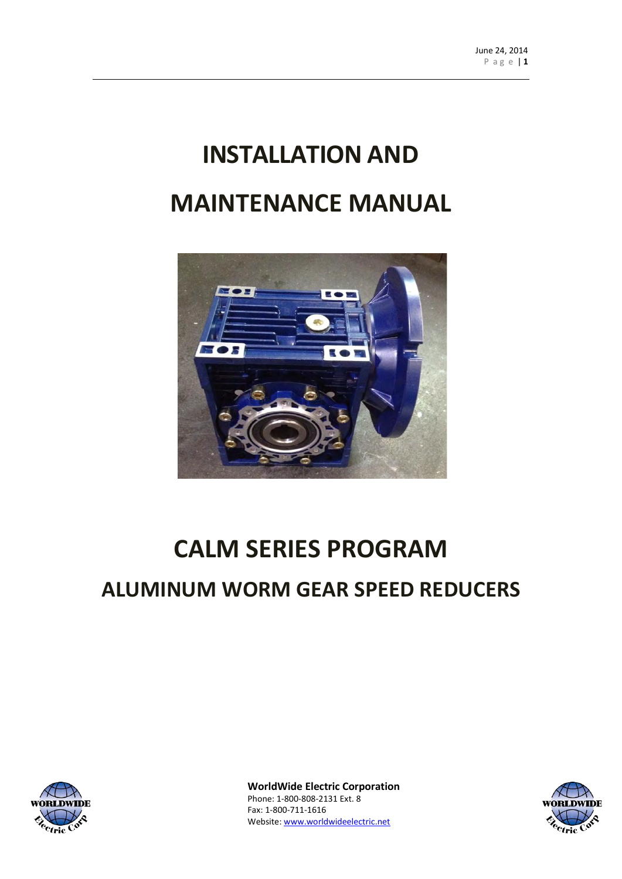# INSTALLATION AND MAINTENANCE MANUAL

# CALM SERIES PROGRAM

## ALUMINUM WORM GEAR SPEED REDUCERS

**WorldWide Electric Corporation**
Phone: 1-800-808-2131 Ext. 8
Fax: 1-800-711-1616
Website: [www.worldwideelectric.net](http://www.worldwideelectric.net)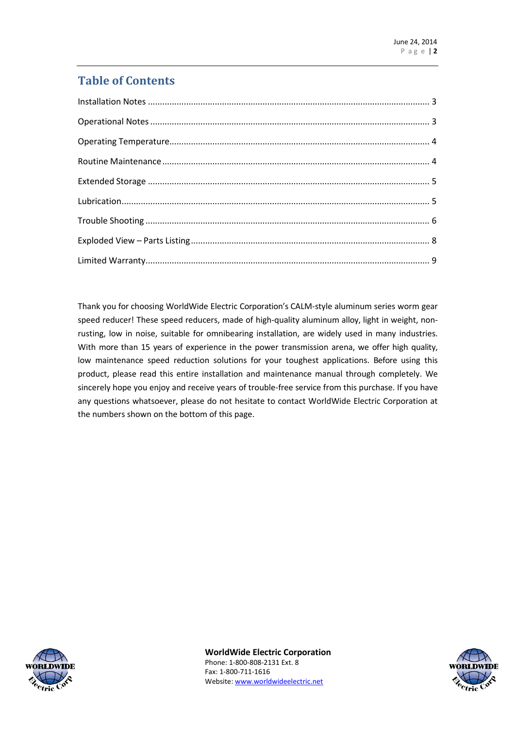## Table of Contents

Installation Notes ........ 3

Operational Notes ........ 3

Operating Temperature ........ 4

Routine Maintenance ........ 4

Extended Storage ........ 5

Lubrication ........ 5

Trouble Shooting ........ 6

Exploded View – Parts Listing ........ 8

Limited Warranty ........ 9

Thank you for choosing WorldWide Electric Corporation's CALM-style aluminum series worm gear speed reducer! These speed reducers, made of high-quality aluminum alloy, light in weight, non-rusting, low in noise, suitable for omnibearing installation, are widely used in many industries. With more than 15 years of experience in the power transmission arena, we offer high quality, low maintenance speed reduction solutions for your toughest applications. Before using this product, please read this entire installation and maintenance manual through completely. We sincerely hope you enjoy and receive years of trouble-free service from this purchase. If you have any questions whatsoever, please do not hesitate to contact WorldWide Electric Corporation at the numbers shown on the bottom of this page.

**WorldWide Electric Corporation**
Phone: 1-800-808-2131 Ext. 8
Fax: 1-800-711-1616
Website: www.worldwideelectric.net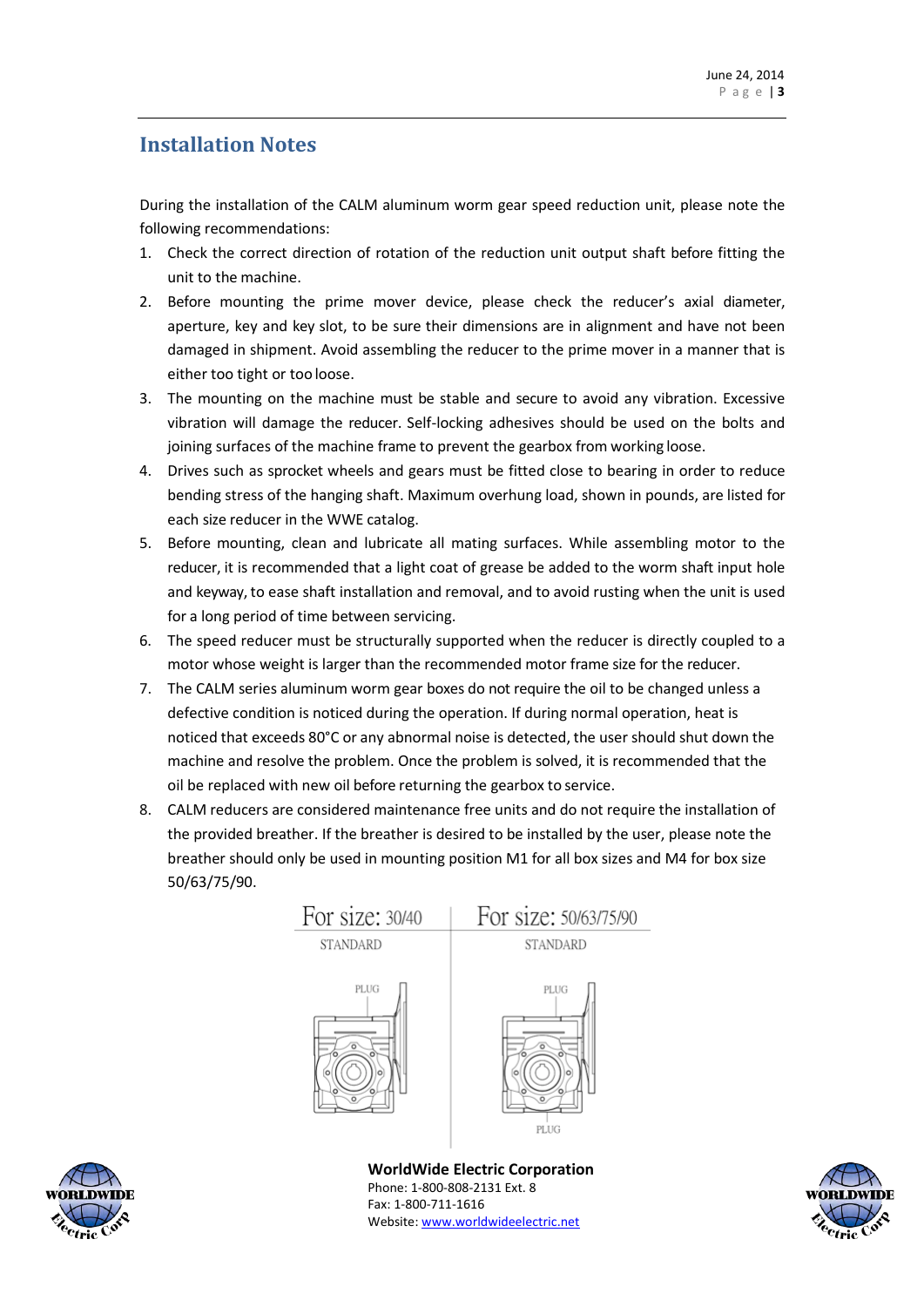## Installation Notes

During the installation of the CALM aluminum worm gear speed reduction unit, please note the following recommendations:

1. Check the correct direction of rotation of the reduction unit output shaft before fitting the unit to the machine.
2. Before mounting the prime mover device, please check the reducer's axial diameter, aperture, key and key slot, to be sure their dimensions are in alignment and have not been damaged in shipment. Avoid assembling the reducer to the prime mover in a manner that is either too tight or too loose.
3. The mounting on the machine must be stable and secure to avoid any vibration. Excessive vibration will damage the reducer. Self-locking adhesives should be used on the bolts and joining surfaces of the machine frame to prevent the gearbox from working loose.
4. Drives such as sprocket wheels and gears must be fitted close to bearing in order to reduce bending stress of the hanging shaft. Maximum overhung load, shown in pounds, are listed for each size reducer in the WWE catalog.
5. Before mounting, clean and lubricate all mating surfaces. While assembling motor to the reducer, it is recommended that a light coat of grease be added to the worm shaft input hole and keyway, to ease shaft installation and removal, and to avoid rusting when the unit is used for a long period of time between servicing.
6. The speed reducer must be structurally supported when the reducer is directly coupled to a motor whose weight is larger than the recommended motor frame size for the reducer.
7. The CALM series aluminum worm gear boxes do not require the oil to be changed unless a defective condition is noticed during the operation. If during normal operation, heat is noticed that exceeds 80°C or any abnormal noise is detected, the user should shut down the machine and resolve the problem. Once the problem is solved, it is recommended that the oil be replaced with new oil before returning the gearbox to service.
8. CALM reducers are considered maintenance free units and do not require the installation of the provided breather. If the breather is desired to be installed by the user, please note the breather should only be used in mounting position M1 for all box sizes and M4 for box size 50/63/75/90.

| For size: 30/40 | For size: 50/63/75/90 |
| --- | --- |
| STANDARD | STANDARD |
| PLUG | PLUG, PLUG |

**WorldWide Electric Corporation**
Phone: 1-800-808-2131 Ext. 8
Fax: 1-800-711-1616
Website: www.worldwideelectric.net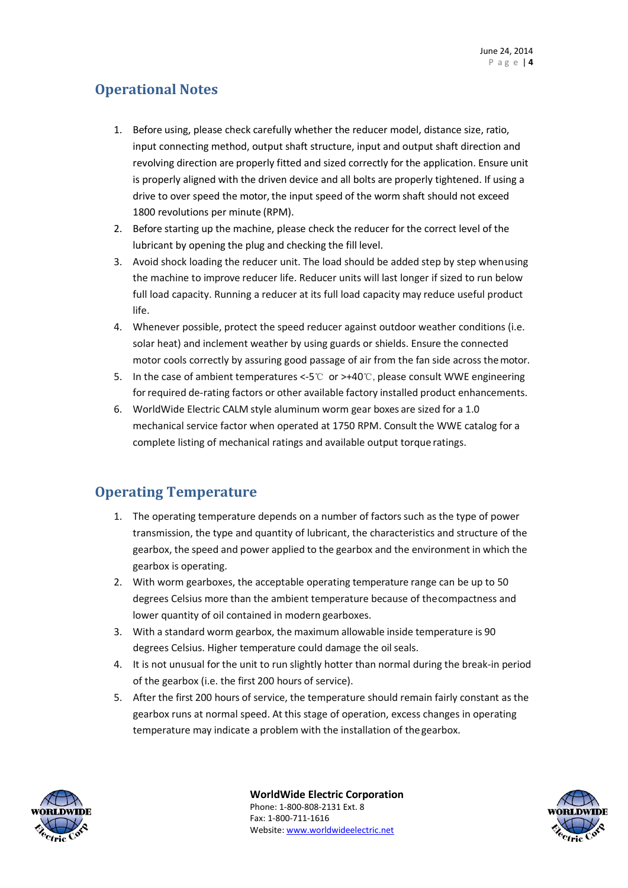## Operational Notes

1. Before using, please check carefully whether the reducer model, distance size, ratio, input connecting method, output shaft structure, input and output shaft direction and revolving direction are properly fitted and sized correctly for the application. Ensure unit is properly aligned with the driven device and all bolts are properly tightened. If using a drive to over speed the motor, the input speed of the worm shaft should not exceed 1800 revolutions per minute (RPM).
2. Before starting up the machine, please check the reducer for the correct level of the lubricant by opening the plug and checking the fill level.
3. Avoid shock loading the reducer unit. The load should be added step by step when using the machine to improve reducer life. Reducer units will last longer if sized to run below full load capacity. Running a reducer at its full load capacity may reduce useful product life.
4. Whenever possible, protect the speed reducer against outdoor weather conditions (i.e. solar heat) and inclement weather by using guards or shields. Ensure the connected motor cools correctly by assuring good passage of air from the fan side across the motor.
5. In the case of ambient temperatures <-5℃ or >+40℃, please consult WWE engineering for required de-rating factors or other available factory installed product enhancements.
6. WorldWide Electric CALM style aluminum worm gear boxes are sized for a 1.0 mechanical service factor when operated at 1750 RPM. Consult the WWE catalog for a complete listing of mechanical ratings and available output torque ratings.

## Operating Temperature

1. The operating temperature depends on a number of factors such as the type of power transmission, the type and quantity of lubricant, the characteristics and structure of the gearbox, the speed and power applied to the gearbox and the environment in which the gearbox is operating.
2. With worm gearboxes, the acceptable operating temperature range can be up to 50 degrees Celsius more than the ambient temperature because of the compactness and lower quantity of oil contained in modern gearboxes.
3. With a standard worm gearbox, the maximum allowable inside temperature is 90 degrees Celsius. Higher temperature could damage the oil seals.
4. It is not unusual for the unit to run slightly hotter than normal during the break-in period of the gearbox (i.e. the first 200 hours of service).
5. After the first 200 hours of service, the temperature should remain fairly constant as the gearbox runs at normal speed. At this stage of operation, excess changes in operating temperature may indicate a problem with the installation of the gearbox.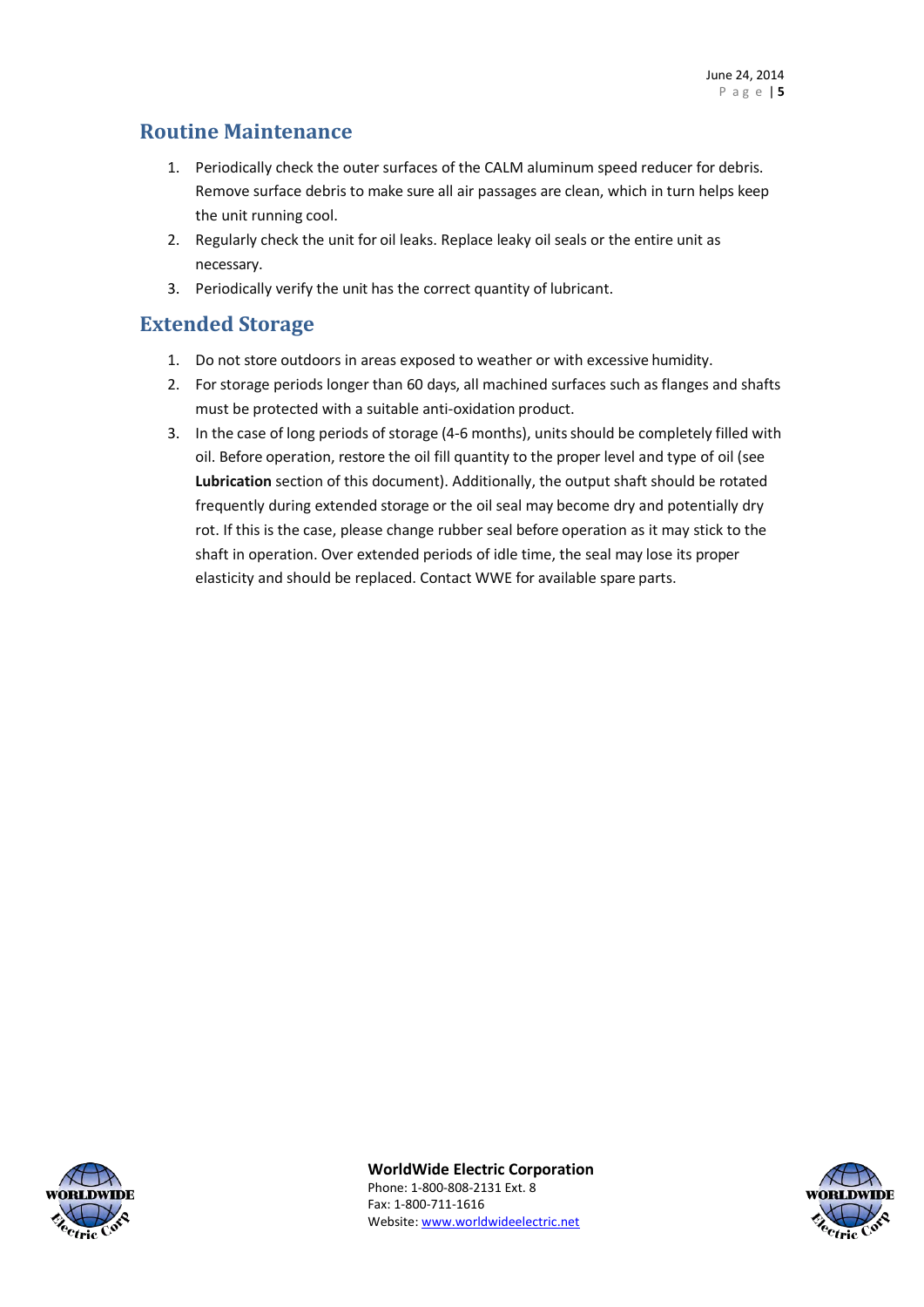## Routine Maintenance

1. Periodically check the outer surfaces of the CALM aluminum speed reducer for debris. Remove surface debris to make sure all air passages are clean, which in turn helps keep the unit running cool.
2. Regularly check the unit for oil leaks. Replace leaky oil seals or the entire unit as necessary.
3. Periodically verify the unit has the correct quantity of lubricant.

## Extended Storage

1. Do not store outdoors in areas exposed to weather or with excessive humidity.
2. For storage periods longer than 60 days, all machined surfaces such as flanges and shafts must be protected with a suitable anti-oxidation product.
3. In the case of long periods of storage (4-6 months), units should be completely filled with oil. Before operation, restore the oil fill quantity to the proper level and type of oil (see **Lubrication** section of this document). Additionally, the output shaft should be rotated frequently during extended storage or the oil seal may become dry and potentially dry rot. If this is the case, please change rubber seal before operation as it may stick to the shaft in operation. Over extended periods of idle time, the seal may lose its proper elasticity and should be replaced. Contact WWE for available spare parts.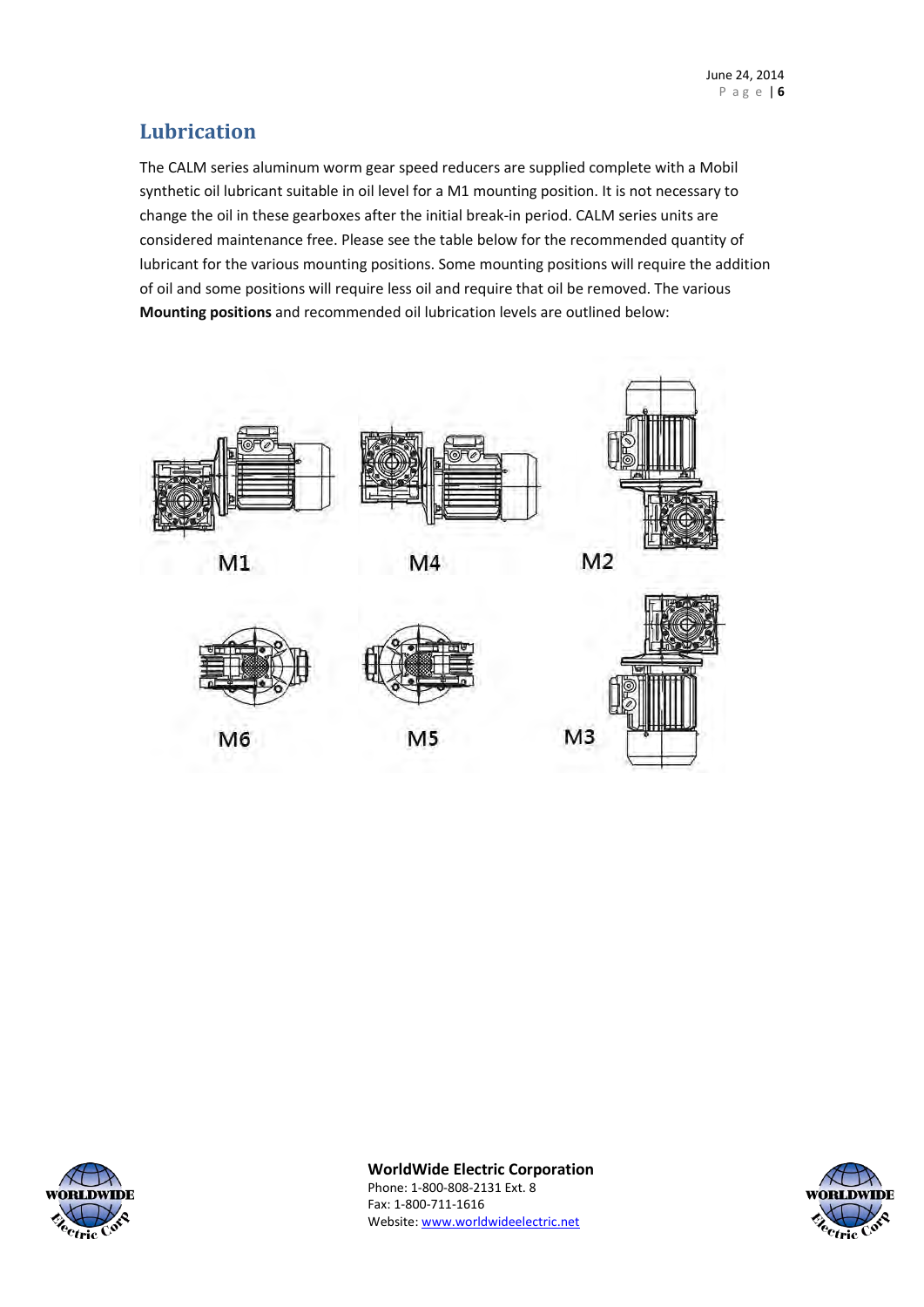## Lubrication

The CALM series aluminum worm gear speed reducers are supplied complete with a Mobil synthetic oil lubricant suitable in oil level for a M1 mounting position. It is not necessary to change the oil in these gearboxes after the initial break-in period. CALM series units are considered maintenance free. Please see the table below for the recommended quantity of lubricant for the various mounting positions. Some mounting positions will require the addition of oil and some positions will require less oil and require that oil be removed. The various **Mounting positions** and recommended oil lubrication levels are outlined below:

M1 M4 M2

M6 M5 M3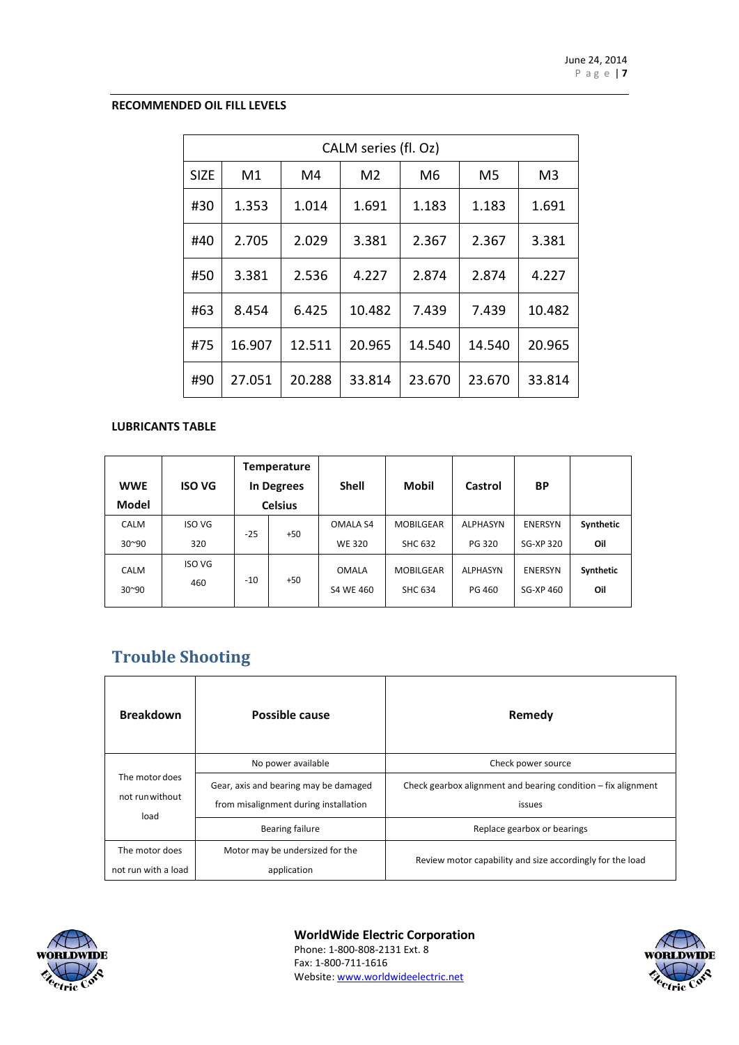**RECOMMENDED OIL FILL LEVELS**

| CALM series (fl. Oz) | | | | | | |
|---|---|---|---|---|---|---|
| SIZE | M1 | M4 | M2 | M6 | M5 | M3 |
| #30 | 1.353 | 1.014 | 1.691 | 1.183 | 1.183 | 1.691 |
| #40 | 2.705 | 2.029 | 3.381 | 2.367 | 2.367 | 3.381 |
| #50 | 3.381 | 2.536 | 4.227 | 2.874 | 2.874 | 4.227 |
| #63 | 8.454 | 6.425 | 10.482 | 7.439 | 7.439 | 10.482 |
| #75 | 16.907 | 12.511 | 20.965 | 14.540 | 14.540 | 20.965 |
| #90 | 27.051 | 20.288 | 33.814 | 23.670 | 23.670 | 33.814 |

**LUBRICANTS TABLE**

| WWE Model | ISO VG | Temperature In Degrees Celsius | | Shell | Mobil | Castrol | BP | |
|---|---|---|---|---|---|---|---|---|
| CALM 30~90 | ISO VG 320 | -25 | +50 | OMALA S4 WE 320 | MOBILGEAR SHC 632 | ALPHASYN PG 320 | ENERSYN SG-XP 320 | **Synthetic Oil** |
| CALM 30~90 | ISO VG 460 | -10 | +50 | OMALA S4 WE 460 | MOBILGEAR SHC 634 | ALPHASYN PG 460 | ENERSYN SG-XP 460 | **Synthetic Oil** |

## Trouble Shooting

| Breakdown | Possible cause | Remedy |
|---|---|---|
| The motor does not run without load | No power available | Check power source |
| | Gear, axis and bearing may be damaged from misalignment during installation | Check gearbox alignment and bearing condition – fix alignment issues |
| | Bearing failure | Replace gearbox or bearings |
| The motor does not run with a load | Motor may be undersized for the application | Review motor capability and size accordingly for the load |

**WorldWide Electric Corporation**
Phone: 1-800-808-2131 Ext. 8
Fax: 1-800-711-1616
Website: www.worldwideelectric.net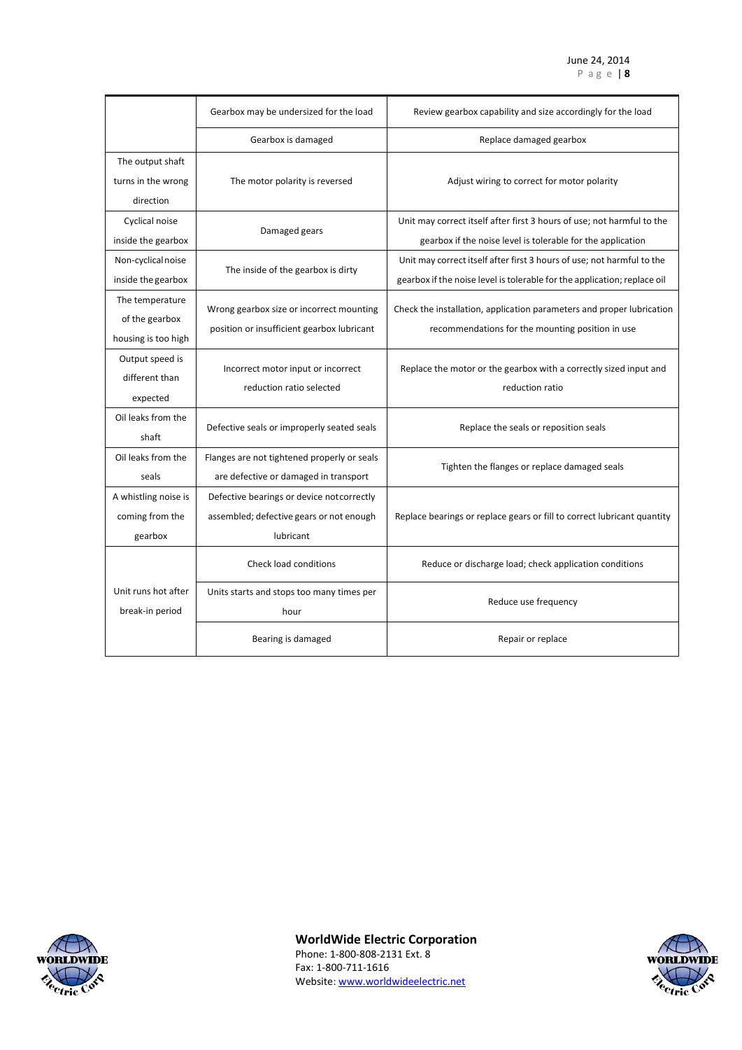| | | |
|---|---|---|
| | Gearbox may be undersized for the load | Review gearbox capability and size accordingly for the load |
| | Gearbox is damaged | Replace damaged gearbox |
| The output shaft turns in the wrong direction | The motor polarity is reversed | Adjust wiring to correct for motor polarity |
| Cyclical noise inside the gearbox | Damaged gears | Unit may correct itself after first 3 hours of use; not harmful to the gearbox if the noise level is tolerable for the application |
| Non-cyclical noise inside the gearbox | The inside of the gearbox is dirty | Unit may correct itself after first 3 hours of use; not harmful to the gearbox if the noise level is tolerable for the application; replace oil |
| The temperature of the gearbox housing is too high | Wrong gearbox size or incorrect mounting position or insufficient gearbox lubricant | Check the installation, application parameters and proper lubrication recommendations for the mounting position in use |
| Output speed is different than expected | Incorrect motor input or incorrect reduction ratio selected | Replace the motor or the gearbox with a correctly sized input and reduction ratio |
| Oil leaks from the shaft | Defective seals or improperly seated seals | Replace the seals or reposition seals |
| Oil leaks from the seals | Flanges are not tightened properly or seals are defective or damaged in transport | Tighten the flanges or replace damaged seals |
| A whistling noise is coming from the gearbox | Defective bearings or device not correctly assembled; defective gears or not enough lubricant | Replace bearings or replace gears or fill to correct lubricant quantity |
| Unit runs hot after break-in period | Check load conditions | Reduce or discharge load; check application conditions |
| | Units starts and stops too many times per hour | Reduce use frequency |
| | Bearing is damaged | Repair or replace |

**WorldWide Electric Corporation**
Phone: 1-800-808-2131 Ext. 8
Fax: 1-800-711-1616
Website: www.worldwideelectric.net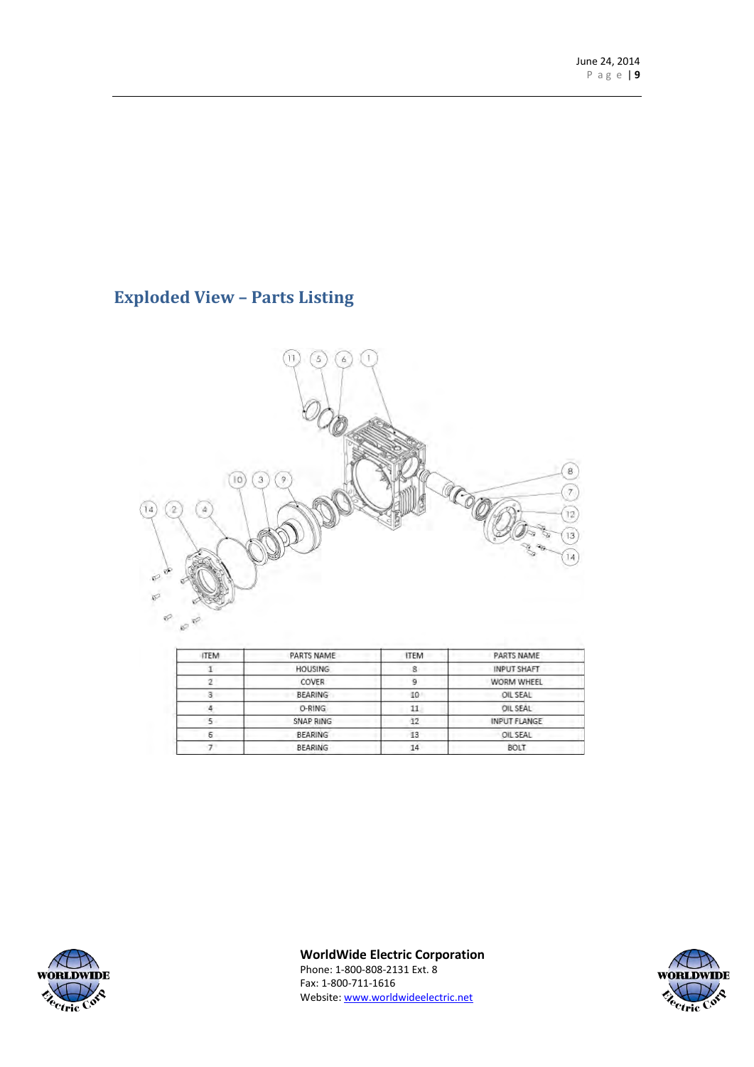## Exploded View – Parts Listing

| ITEM | PARTS NAME | ITEM | PARTS NAME |
|---|---|---|---|
| 1 | HOUSING | 8 | INPUT SHAFT |
| 2 | COVER | 9 | WORM WHEEL |
| 3 | BEARING | 10 | OIL SEAL |
| 4 | O-RING | 11 | OIL SEAL |
| 5 | SNAP RING | 12 | INPUT FLANGE |
| 6 | BEARING | 13 | OIL SEAL |
| 7 | BEARING | 14 | BOLT |

**WorldWide Electric Corporation**
Phone: 1-800-808-2131 Ext. 8
Fax: 1-800-711-1616
Website: www.worldwideelectric.net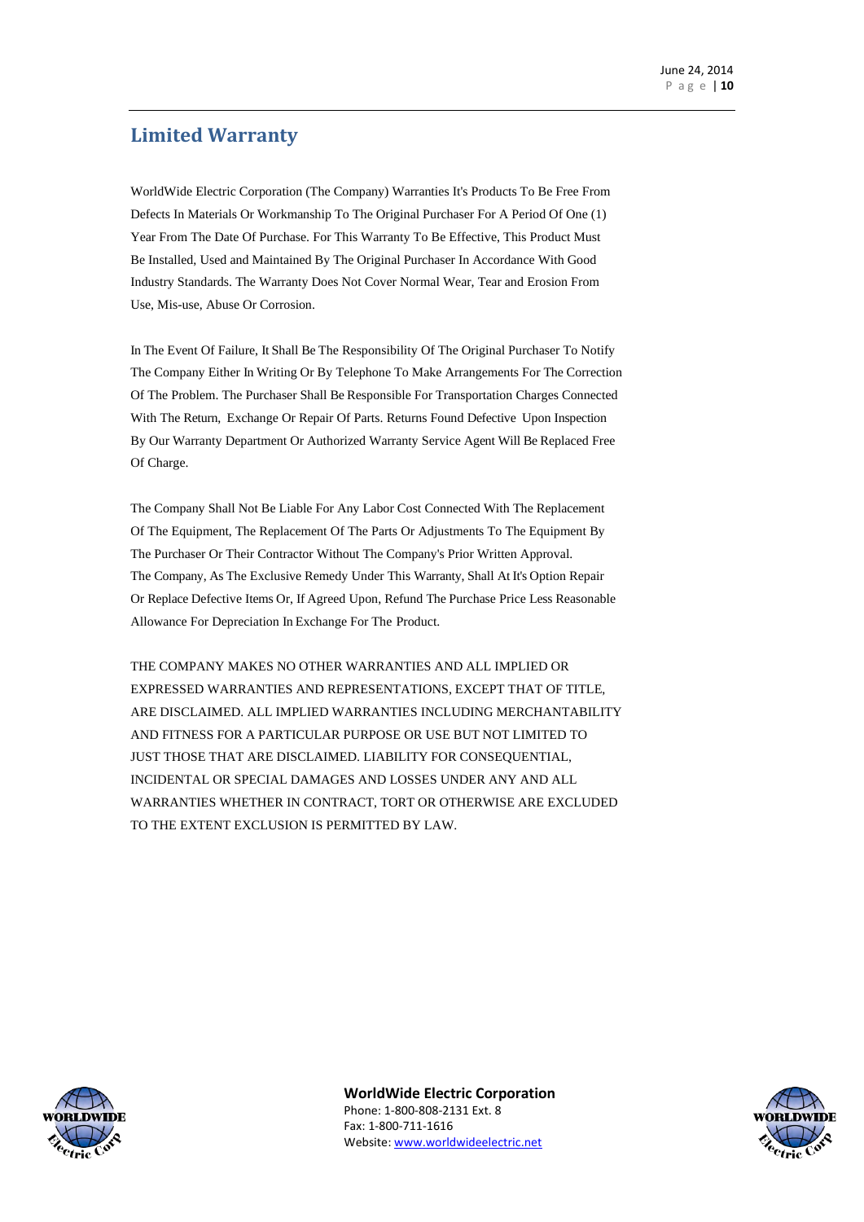## Limited Warranty

WorldWide Electric Corporation (The Company) Warranties It's Products To Be Free From Defects In Materials Or Workmanship To The Original Purchaser For A Period Of One (1) Year From The Date Of Purchase. For This Warranty To Be Effective, This Product Must Be Installed, Used and Maintained By The Original Purchaser In Accordance With Good Industry Standards. The Warranty Does Not Cover Normal Wear, Tear and Erosion From Use, Mis-use, Abuse Or Corrosion.

In The Event Of Failure, It Shall Be The Responsibility Of The Original Purchaser To Notify The Company Either In Writing Or By Telephone To Make Arrangements For The Correction Of The Problem. The Purchaser Shall Be Responsible For Transportation Charges Connected With The Return, Exchange Or Repair Of Parts. Returns Found Defective Upon Inspection By Our Warranty Department Or Authorized Warranty Service Agent Will Be Replaced Free Of Charge.

The Company Shall Not Be Liable For Any Labor Cost Connected With The Replacement Of The Equipment, The Replacement Of The Parts Or Adjustments To The Equipment By The Purchaser Or Their Contractor Without The Company's Prior Written Approval. The Company, As The Exclusive Remedy Under This Warranty, Shall At It's Option Repair Or Replace Defective Items Or, If Agreed Upon, Refund The Purchase Price Less Reasonable Allowance For Depreciation In Exchange For The Product.

THE COMPANY MAKES NO OTHER WARRANTIES AND ALL IMPLIED OR EXPRESSED WARRANTIES AND REPRESENTATIONS, EXCEPT THAT OF TITLE, ARE DISCLAIMED. ALL IMPLIED WARRANTIES INCLUDING MERCHANTABILITY AND FITNESS FOR A PARTICULAR PURPOSE OR USE BUT NOT LIMITED TO JUST THOSE THAT ARE DISCLAIMED. LIABILITY FOR CONSEQUENTIAL, INCIDENTAL OR SPECIAL DAMAGES AND LOSSES UNDER ANY AND ALL WARRANTIES WHETHER IN CONTRACT, TORT OR OTHERWISE ARE EXCLUDED TO THE EXTENT EXCLUSION IS PERMITTED BY LAW.